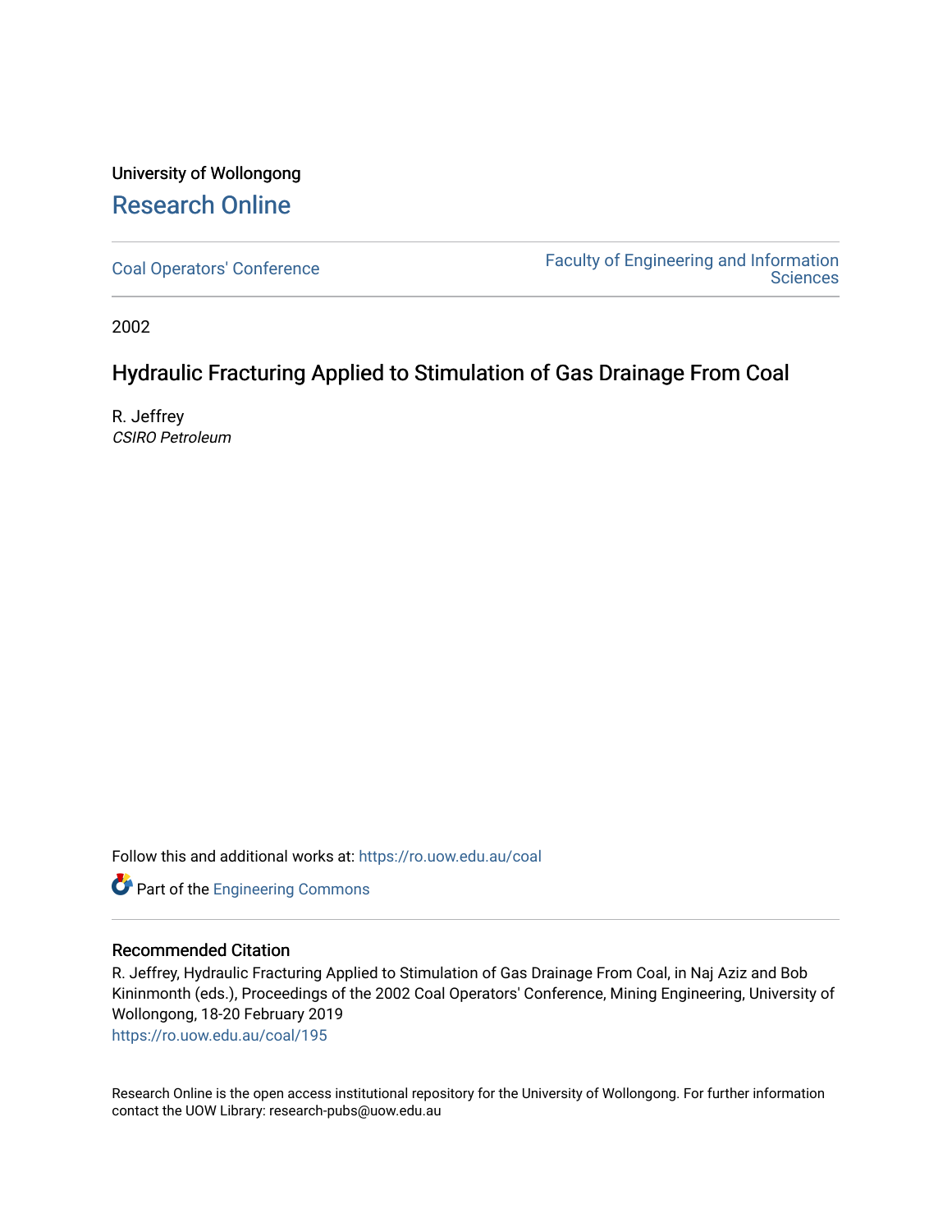University of Wollongong

# Research Online

Coal Operators' Conference | Faculty of Engineering and Information Sciences

2002

## Hydraulic Fracturing Applied to Stimulation of Gas Drainage From Coal

R. Jeffrey
*CSIRO Petroleum*

Follow this and additional works at: https://ro.uow.edu.au/coal

Part of the Engineering Commons

### Recommended Citation

R. Jeffrey, Hydraulic Fracturing Applied to Stimulation of Gas Drainage From Coal, in Naj Aziz and Bob Kininmonth (eds.), Proceedings of the 2002 Coal Operators' Conference, Mining Engineering, University of Wollongong, 18-20 February 2019
https://ro.uow.edu.au/coal/195

Research Online is the open access institutional repository for the University of Wollongong. For further information contact the UOW Library: research-pubs@uow.edu.au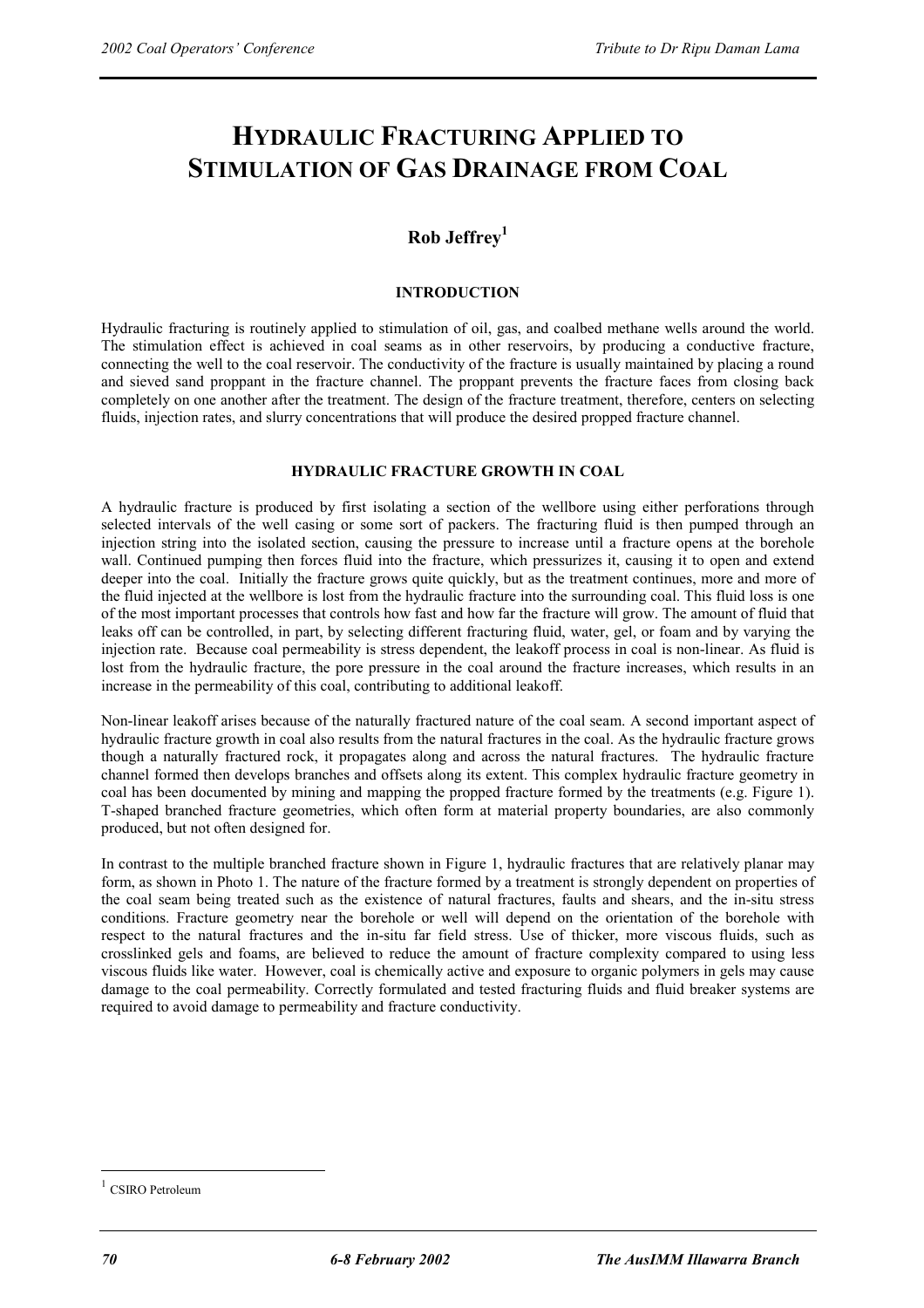# HYDRAULIC FRACTURING APPLIED TO STIMULATION OF GAS DRAINAGE FROM COAL

**Rob Jeffrey**[1]

## INTRODUCTION

Hydraulic fracturing is routinely applied to stimulation of oil, gas, and coalbed methane wells around the world. The stimulation effect is achieved in coal seams as in other reservoirs, by producing a conductive fracture, connecting the well to the coal reservoir. The conductivity of the fracture is usually maintained by placing a round and sieved sand proppant in the fracture channel. The proppant prevents the fracture faces from closing back completely on one another after the treatment. The design of the fracture treatment, therefore, centers on selecting fluids, injection rates, and slurry concentrations that will produce the desired propped fracture channel.

## HYDRAULIC FRACTURE GROWTH IN COAL

A hydraulic fracture is produced by first isolating a section of the wellbore using either perforations through selected intervals of the well casing or some sort of packers. The fracturing fluid is then pumped through an injection string into the isolated section, causing the pressure to increase until a fracture opens at the borehole wall. Continued pumping then forces fluid into the fracture, which pressurizes it, causing it to open and extend deeper into the coal. Initially the fracture grows quite quickly, but as the treatment continues, more and more of the fluid injected at the wellbore is lost from the hydraulic fracture into the surrounding coal. This fluid loss is one of the most important processes that controls how fast and how far the fracture will grow. The amount of fluid that leaks off can be controlled, in part, by selecting different fracturing fluid, water, gel, or foam and by varying the injection rate. Because coal permeability is stress dependent, the leakoff process in coal is non-linear. As fluid is lost from the hydraulic fracture, the pore pressure in the coal around the fracture increases, which results in an increase in the permeability of this coal, contributing to additional leakoff.

Non-linear leakoff arises because of the naturally fractured nature of the coal seam. A second important aspect of hydraulic fracture growth in coal also results from the natural fractures in the coal. As the hydraulic fracture grows though a naturally fractured rock, it propagates along and across the natural fractures. The hydraulic fracture channel formed then develops branches and offsets along its extent. This complex hydraulic fracture geometry in coal has been documented by mining and mapping the propped fracture formed by the treatments (e.g. Figure 1). T-shaped branched fracture geometries, which often form at material property boundaries, are also commonly produced, but not often designed for.

In contrast to the multiple branched fracture shown in Figure 1, hydraulic fractures that are relatively planar may form, as shown in Photo 1. The nature of the fracture formed by a treatment is strongly dependent on properties of the coal seam being treated such as the existence of natural fractures, faults and shears, and the in-situ stress conditions. Fracture geometry near the borehole or well will depend on the orientation of the borehole with respect to the natural fractures and the in-situ far field stress. Use of thicker, more viscous fluids, such as crosslinked gels and foams, are believed to reduce the amount of fracture complexity compared to using less viscous fluids like water. However, coal is chemically active and exposure to organic polymers in gels may cause damage to the coal permeability. Correctly formulated and tested fracturing fluids and fluid breaker systems are required to avoid damage to permeability and fracture conductivity.

[1] CSIRO Petroleum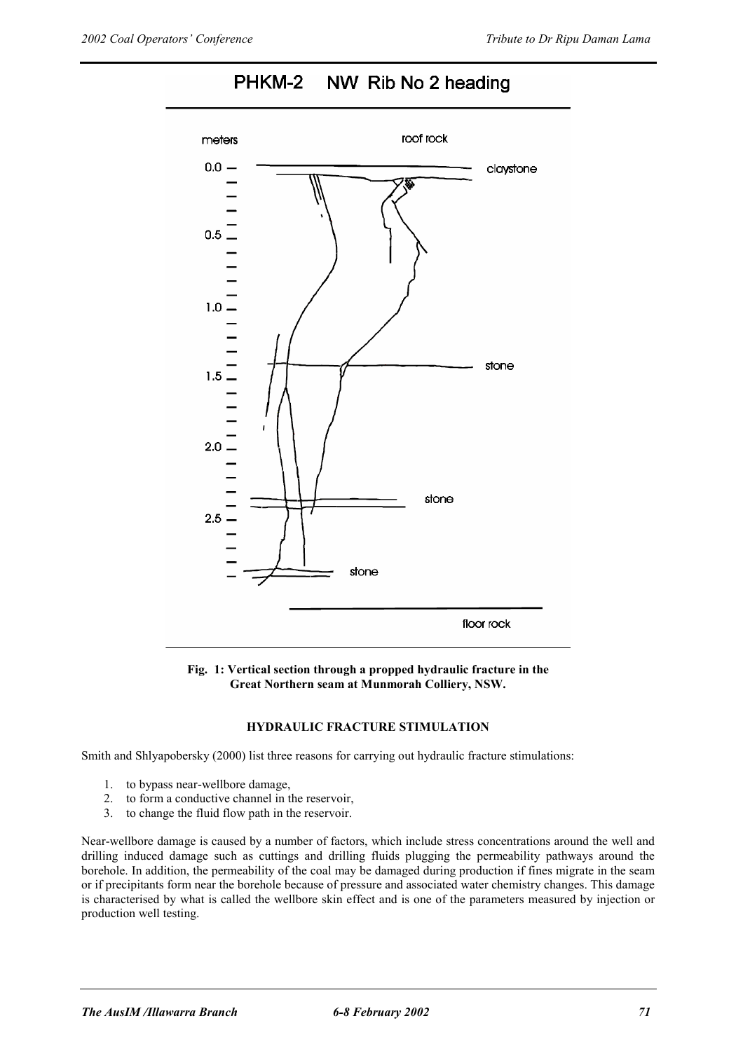**Fig. 1: Vertical section through a propped hydraulic fracture in the Great Northern seam at Munmorah Colliery, NSW.**

## HYDRAULIC FRACTURE STIMULATION

Smith and Shlyapobersky (2000) list three reasons for carrying out hydraulic fracture stimulations:

1. to bypass near-wellbore damage,
2. to form a conductive channel in the reservoir,
3. to change the fluid flow path in the reservoir.

Near-wellbore damage is caused by a number of factors, which include stress concentrations around the well and drilling induced damage such as cuttings and drilling fluids plugging the permeability pathways around the borehole. In addition, the permeability of the coal may be damaged during production if fines migrate in the seam or if precipitants form near the borehole because of pressure and associated water chemistry changes. This damage is characterised by what is called the wellbore skin effect and is one of the parameters measured by injection or production well testing.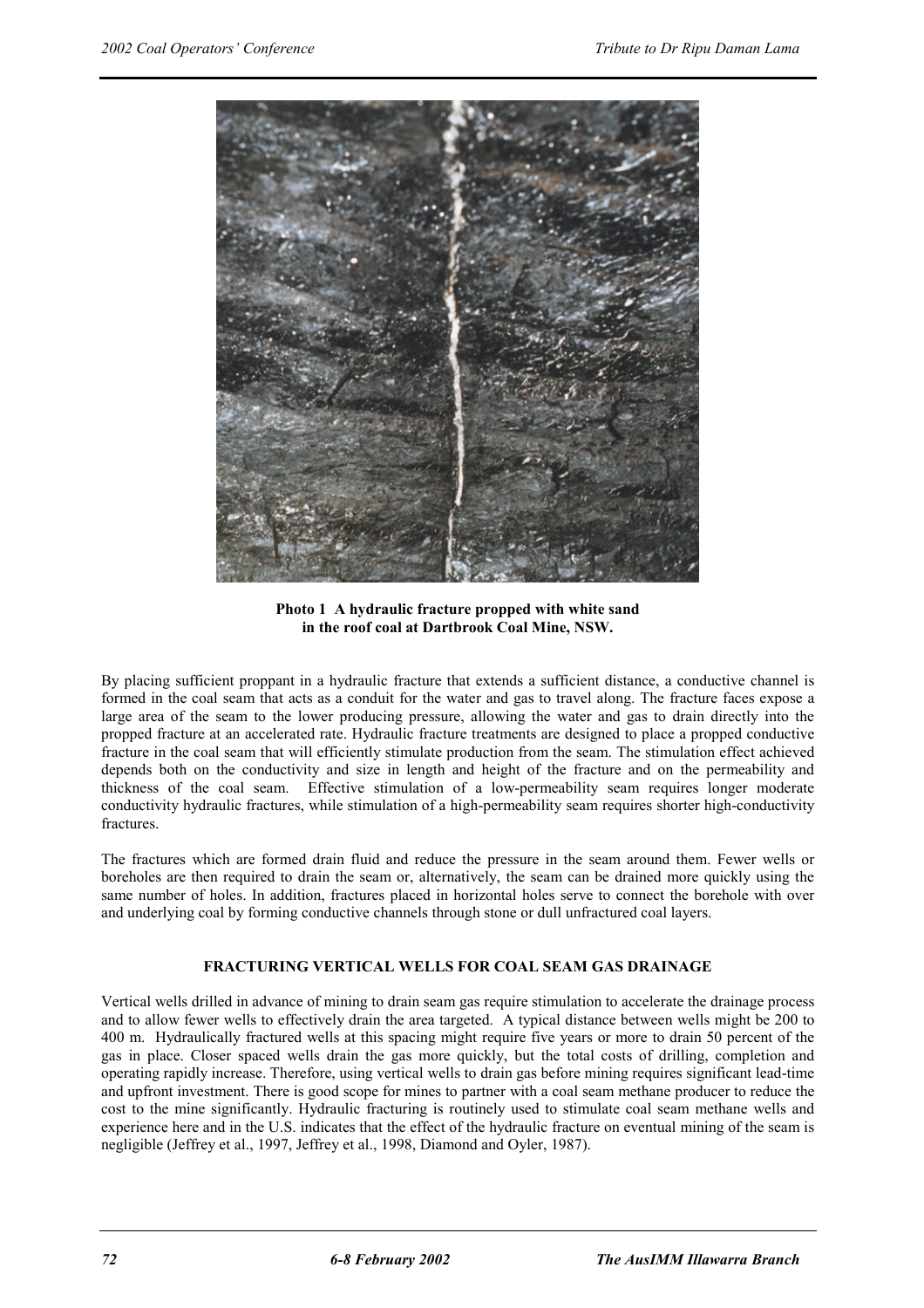**Photo 1 A hydraulic fracture propped with white sand in the roof coal at Dartbrook Coal Mine, NSW.**

By placing sufficient proppant in a hydraulic fracture that extends a sufficient distance, a conductive channel is formed in the coal seam that acts as a conduit for the water and gas to travel along. The fracture faces expose a large area of the seam to the lower producing pressure, allowing the water and gas to drain directly into the propped fracture at an accelerated rate. Hydraulic fracture treatments are designed to place a propped conductive fracture in the coal seam that will efficiently stimulate production from the seam. The stimulation effect achieved depends both on the conductivity and size in length and height of the fracture and on the permeability and thickness of the coal seam. Effective stimulation of a low-permeability seam requires longer moderate conductivity hydraulic fractures, while stimulation of a high-permeability seam requires shorter high-conductivity fractures.

The fractures which are formed drain fluid and reduce the pressure in the seam around them. Fewer wells or boreholes are then required to drain the seam or, alternatively, the seam can be drained more quickly using the same number of holes. In addition, fractures placed in horizontal holes serve to connect the borehole with over and underlying coal by forming conductive channels through stone or dull unfractured coal layers.

## FRACTURING VERTICAL WELLS FOR COAL SEAM GAS DRAINAGE

Vertical wells drilled in advance of mining to drain seam gas require stimulation to accelerate the drainage process and to allow fewer wells to effectively drain the area targeted. A typical distance between wells might be 200 to 400 m. Hydraulically fractured wells at this spacing might require five years or more to drain 50 percent of the gas in place. Closer spaced wells drain the gas more quickly, but the total costs of drilling, completion and operating rapidly increase. Therefore, using vertical wells to drain gas before mining requires significant lead-time and upfront investment. There is good scope for mines to partner with a coal seam methane producer to reduce the cost to the mine significantly. Hydraulic fracturing is routinely used to stimulate coal seam methane wells and experience here and in the U.S. indicates that the effect of the hydraulic fracture on eventual mining of the seam is negligible (Jeffrey et al., 1997, Jeffrey et al., 1998, Diamond and Oyler, 1987).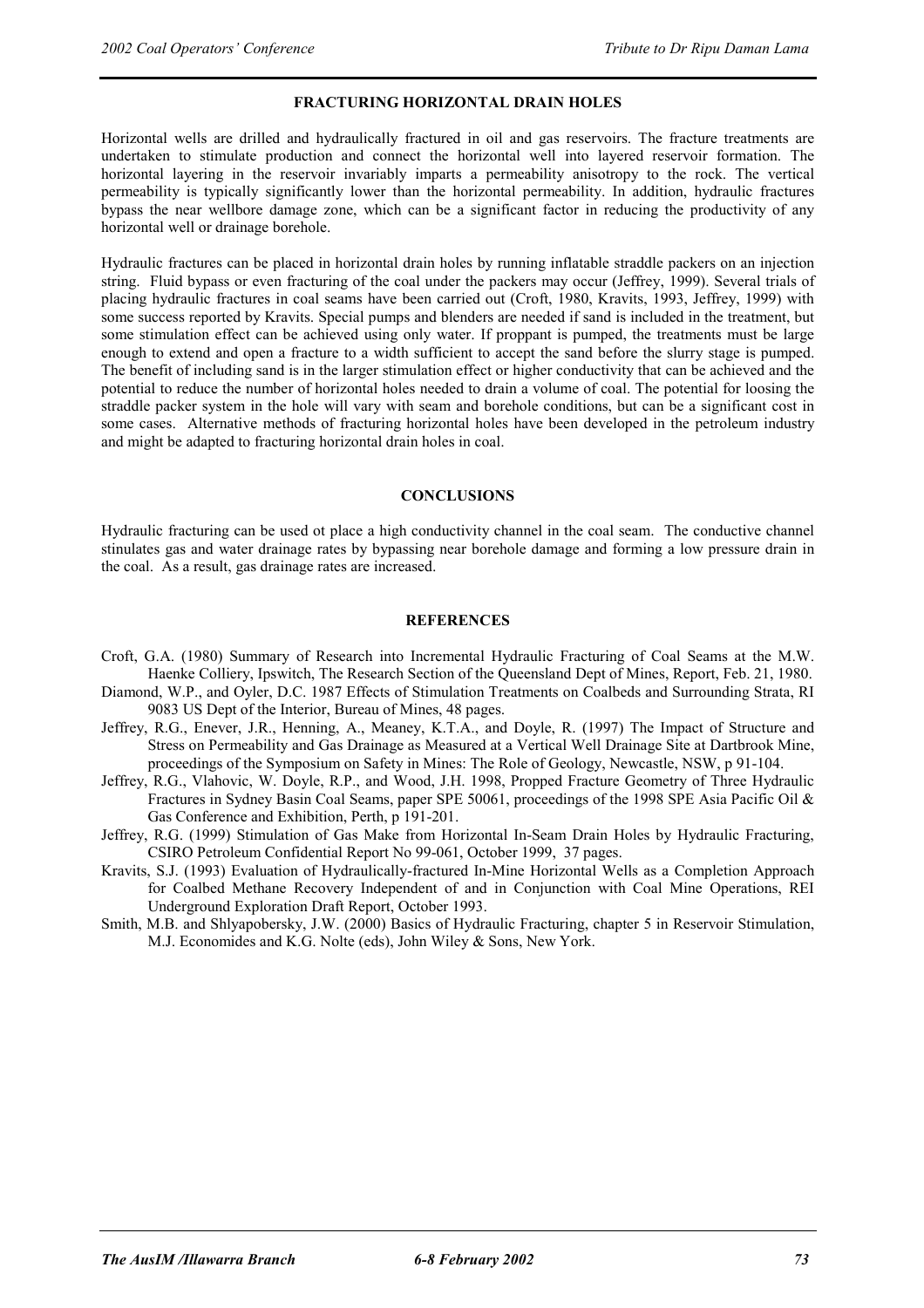## FRACTURING HORIZONTAL DRAIN HOLES

Horizontal wells are drilled and hydraulically fractured in oil and gas reservoirs. The fracture treatments are undertaken to stimulate production and connect the horizontal well into layered reservoir formation. The horizontal layering in the reservoir invariably imparts a permeability anisotropy to the rock. The vertical permeability is typically significantly lower than the horizontal permeability. In addition, hydraulic fractures bypass the near wellbore damage zone, which can be a significant factor in reducing the productivity of any horizontal well or drainage borehole.

Hydraulic fractures can be placed in horizontal drain holes by running inflatable straddle packers on an injection string. Fluid bypass or even fracturing of the coal under the packers may occur (Jeffrey, 1999). Several trials of placing hydraulic fractures in coal seams have been carried out (Croft, 1980, Kravits, 1993, Jeffrey, 1999) with some success reported by Kravits. Special pumps and blenders are needed if sand is included in the treatment, but some stimulation effect can be achieved using only water. If proppant is pumped, the treatments must be large enough to extend and open a fracture to a width sufficient to accept the sand before the slurry stage is pumped. The benefit of including sand is in the larger stimulation effect or higher conductivity that can be achieved and the potential to reduce the number of horizontal holes needed to drain a volume of coal. The potential for loosing the straddle packer system in the hole will vary with seam and borehole conditions, but can be a significant cost in some cases. Alternative methods of fracturing horizontal holes have been developed in the petroleum industry and might be adapted to fracturing horizontal drain holes in coal.

## CONCLUSIONS

Hydraulic fracturing can be used ot place a high conductivity channel in the coal seam. The conductive channel stinulates gas and water drainage rates by bypassing near borehole damage and forming a low pressure drain in the coal. As a result, gas drainage rates are increased.

## REFERENCES

Croft, G.A. (1980) Summary of Research into Incremental Hydraulic Fracturing of Coal Seams at the M.W. Haenke Colliery, Ipswitch, The Research Section of the Queensland Dept of Mines, Report, Feb. 21, 1980.

Diamond, W.P., and Oyler, D.C. 1987 Effects of Stimulation Treatments on Coalbeds and Surrounding Strata, RI 9083 US Dept of the Interior, Bureau of Mines, 48 pages.

Jeffrey, R.G., Enever, J.R., Henning, A., Meaney, K.T.A., and Doyle, R. (1997) The Impact of Structure and Stress on Permeability and Gas Drainage as Measured at a Vertical Well Drainage Site at Dartbrook Mine, proceedings of the Symposium on Safety in Mines: The Role of Geology, Newcastle, NSW, p 91-104.

Jeffrey, R.G., Vlahovic, W. Doyle, R.P., and Wood, J.H. 1998, Propped Fracture Geometry of Three Hydraulic Fractures in Sydney Basin Coal Seams, paper SPE 50061, proceedings of the 1998 SPE Asia Pacific Oil & Gas Conference and Exhibition, Perth, p 191-201.

Jeffrey, R.G. (1999) Stimulation of Gas Make from Horizontal In-Seam Drain Holes by Hydraulic Fracturing, CSIRO Petroleum Confidential Report No 99-061, October 1999, 37 pages.

Kravits, S.J. (1993) Evaluation of Hydraulically-fractured In-Mine Horizontal Wells as a Completion Approach for Coalbed Methane Recovery Independent of and in Conjunction with Coal Mine Operations, REI Underground Exploration Draft Report, October 1993.

Smith, M.B. and Shlyapobersky, J.W. (2000) Basics of Hydraulic Fracturing, chapter 5 in Reservoir Stimulation, M.J. Economides and K.G. Nolte (eds), John Wiley & Sons, New York.